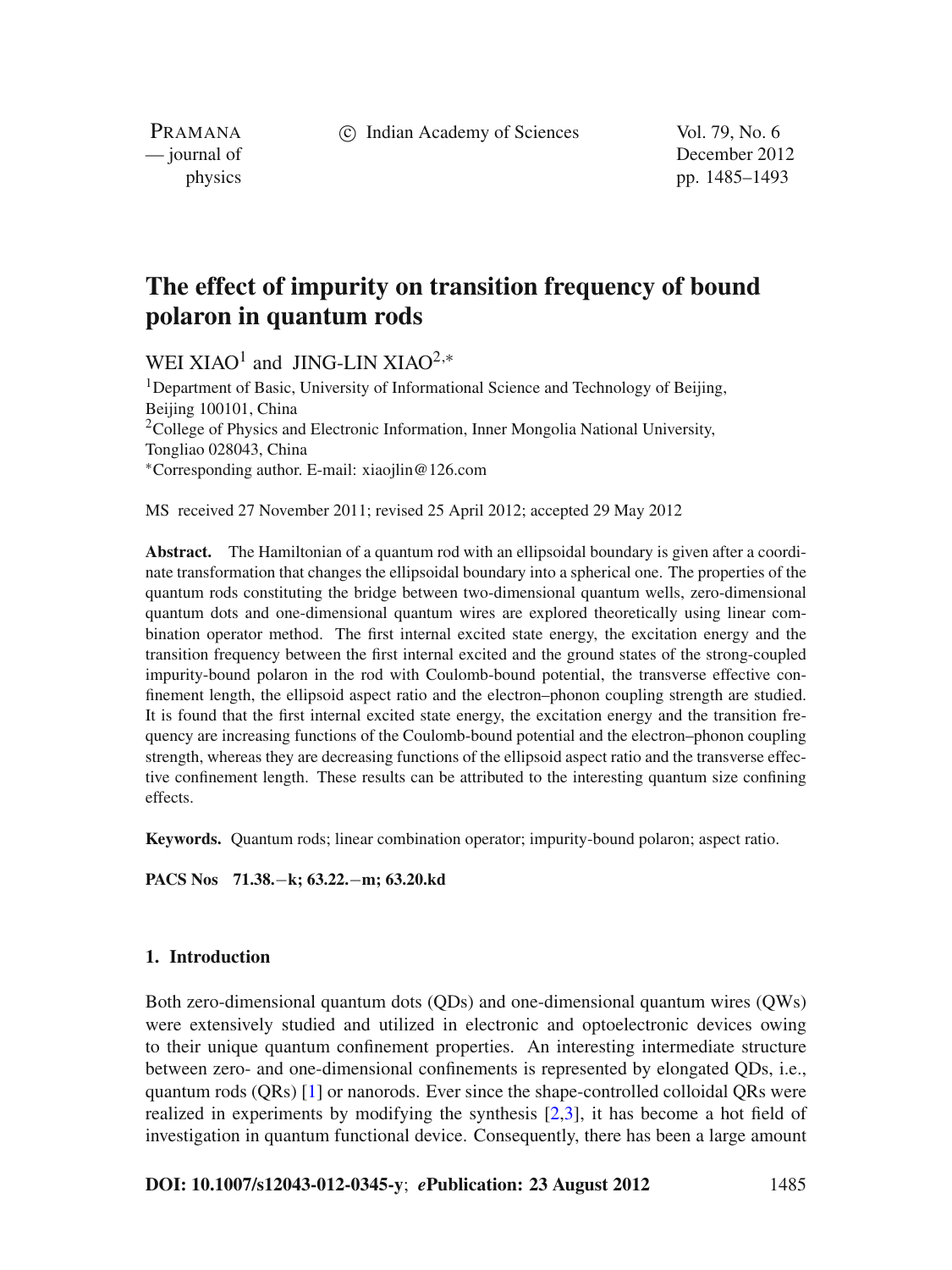# The effect of impurity on transition frequency of bound polaron in quantum rods

WEI XIAO[1] and JING-LIN XIAO[2,*]

[1]Department of Basic, University of Informational Science and Technology of Beijing, Beijing 100101, China

[2]College of Physics and Electronic Information, Inner Mongolia National University, Tongliao 028043, China

*Corresponding author. E-mail: xiaojlin@126.com

MS received 27 November 2011; revised 25 April 2012; accepted 29 May 2012

**Abstract.** The Hamiltonian of a quantum rod with an ellipsoidal boundary is given after a coordinate transformation that changes the ellipsoidal boundary into a spherical one. The properties of the quantum rods constituting the bridge between two-dimensional quantum wells, zero-dimensional quantum dots and one-dimensional quantum wires are explored theoretically using linear combination operator method. The first internal excited state energy, the excitation energy and the transition frequency between the first internal excited and the ground states of the strong-coupled impurity-bound polaron in the rod with Coulomb-bound potential, the transverse effective confinement length, the ellipsoid aspect ratio and the electron–phonon coupling strength are studied. It is found that the first internal excited state energy, the excitation energy and the transition frequency are increasing functions of the Coulomb-bound potential and the electron–phonon coupling strength, whereas they are decreasing functions of the ellipsoid aspect ratio and the transverse effective confinement length. These results can be attributed to the interesting quantum size confining effects.

**Keywords.** Quantum rods; linear combination operator; impurity-bound polaron; aspect ratio.

**PACS Nos** 71.38.−k; 63.22.−m; 63.20.kd

## 1. Introduction

Both zero-dimensional quantum dots (QDs) and one-dimensional quantum wires (QWs) were extensively studied and utilized in electronic and optoelectronic devices owing to their unique quantum confinement properties. An interesting intermediate structure between zero- and one-dimensional confinements is represented by elongated QDs, i.e., quantum rods (QRs) [1] or nanorods. Ever since the shape-controlled colloidal QRs were realized in experiments by modifying the synthesis [2,3], it has become a hot field of investigation in quantum functional device. Consequently, there has been a large amount

**DOI: 10.1007/s12043-012-0345-y**; ***e*Publication: 23 August 2012**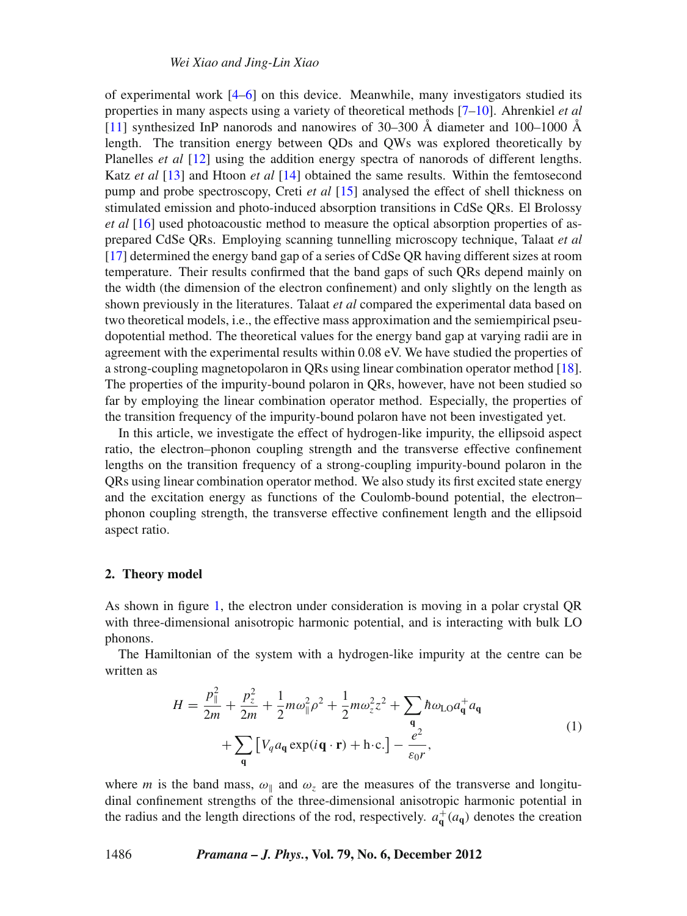of experimental work [4–6] on this device. Meanwhile, many investigators studied its properties in many aspects using a variety of theoretical methods [7–10]. Ahrenkiel *et al* [11] synthesized InP nanorods and nanowires of 30–300 Å diameter and 100–1000 Å length. The transition energy between QDs and QWs was explored theoretically by Planelles *et al* [12] using the addition energy spectra of nanorods of different lengths. Katz *et al* [13] and Htoon *et al* [14] obtained the same results. Within the femtosecond pump and probe spectroscopy, Creti *et al* [15] analysed the effect of shell thickness on stimulated emission and photo-induced absorption transitions in CdSe QRs. El Brolossy *et al* [16] used photoacoustic method to measure the optical absorption properties of as-prepared CdSe QRs. Employing scanning tunnelling microscopy technique, Talaat *et al* [17] determined the energy band gap of a series of CdSe QR having different sizes at room temperature. Their results confirmed that the band gaps of such QRs depend mainly on the width (the dimension of the electron confinement) and only slightly on the length as shown previously in the literatures. Talaat *et al* compared the experimental data based on two theoretical models, i.e., the effective mass approximation and the semiempirical pseudopotential method. The theoretical values for the energy band gap at varying radii are in agreement with the experimental results within 0.08 eV. We have studied the properties of a strong-coupling magnetopolaron in QRs using linear combination operator method [18]. The properties of the impurity-bound polaron in QRs, however, have not been studied so far by employing the linear combination operator method. Especially, the properties of the transition frequency of the impurity-bound polaron have not been investigated yet.

In this article, we investigate the effect of hydrogen-like impurity, the ellipsoid aspect ratio, the electron–phonon coupling strength and the transverse effective confinement lengths on the transition frequency of a strong-coupling impurity-bound polaron in the QRs using linear combination operator method. We also study its first excited state energy and the excitation energy as functions of the Coulomb-bound potential, the electron–phonon coupling strength, the transverse effective confinement length and the ellipsoid aspect ratio.

## 2. Theory model

As shown in figure 1, the electron under consideration is moving in a polar crystal QR with three-dimensional anisotropic harmonic potential, and is interacting with bulk LO phonons.

The Hamiltonian of the system with a hydrogen-like impurity at the centre can be written as

$$
\begin{aligned}
H = {} & \frac{p_{\parallel}^2}{2m} + \frac{p_z^2}{2m} + \frac{1}{2}m\omega_{\parallel}^2\rho^2 + \frac{1}{2}m\omega_z^2 z^2 + \sum_{\mathbf{q}} \hbar\omega_{\mathrm{LO}} a_{\mathbf{q}}^{+} a_{\mathbf{q}} \\
& + \sum_{\mathbf{q}} \left[ V_q a_{\mathbf{q}} \exp(i\mathbf{q}\cdot\mathbf{r}) + \mathrm{h{\cdot}c.} \right] - \frac{e^2}{\varepsilon_0 r},
\end{aligned}
\tag{1}
$$

where $m$ is the band mass, $\omega_{\parallel}$ and $\omega_z$ are the measures of the transverse and longitudinal confinement strengths of the three-dimensional anisotropic harmonic potential in the radius and the length directions of the rod, respectively. $a_{\mathbf{q}}^{+}(a_{\mathbf{q}})$ denotes the creation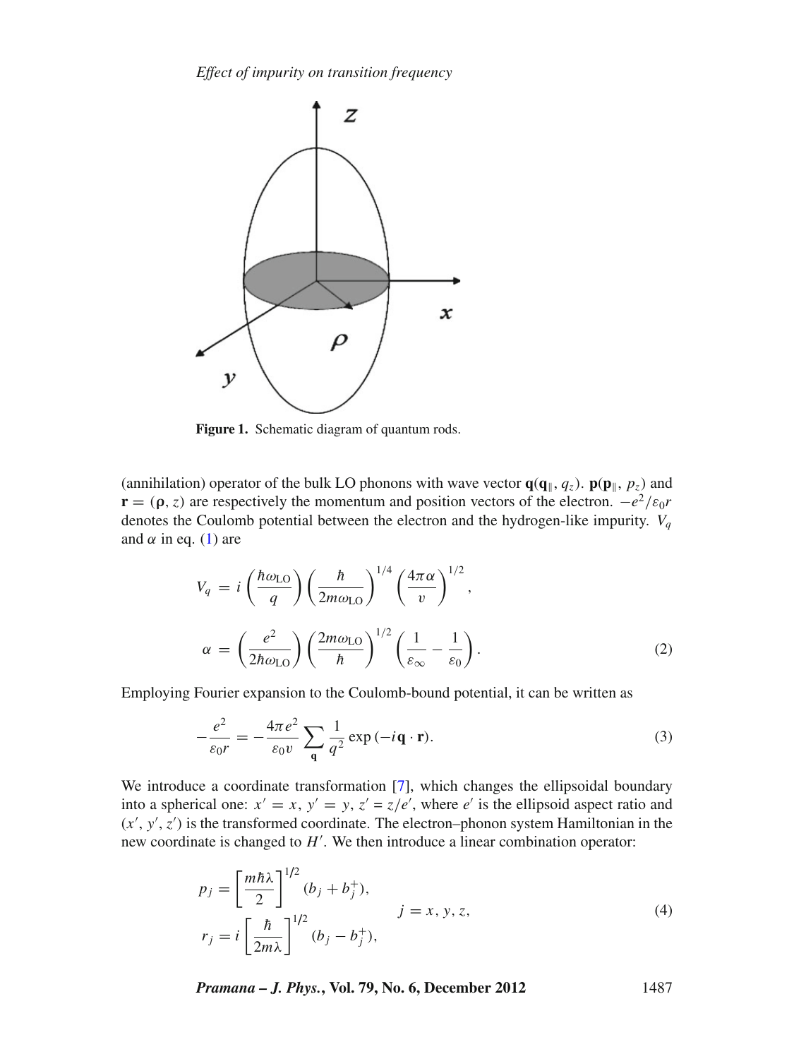**Figure 1.** Schematic diagram of quantum rods.

(annihilation) operator of the bulk LO phonons with wave vector $\mathbf{q}(\mathbf{q}_{\parallel}, q_z)$. $\mathbf{p}(\mathbf{p}_{\parallel}, p_z)$ and $\mathbf{r} = (\boldsymbol{\rho}, z)$ are respectively the momentum and position vectors of the electron. $-e^2/\varepsilon_0 r$ denotes the Coulomb potential between the electron and the hydrogen-like impurity. $V_q$ and $\alpha$ in eq. (1) are

$$V_q = i\left(\frac{\hbar\omega_{\mathrm{LO}}}{q}\right)\left(\frac{\hbar}{2m\omega_{\mathrm{LO}}}\right)^{1/4}\left(\frac{4\pi\alpha}{v}\right)^{1/2},$$

$$\alpha = \left(\frac{e^2}{2\hbar\omega_{\mathrm{LO}}}\right)\left(\frac{2m\omega_{\mathrm{LO}}}{\hbar}\right)^{1/2}\left(\frac{1}{\varepsilon_\infty} - \frac{1}{\varepsilon_0}\right). \tag{2}$$

Employing Fourier expansion to the Coulomb-bound potential, it can be written as

$$-\frac{e^2}{\varepsilon_0 r} = -\frac{4\pi e^2}{\varepsilon_0 v}\sum_{\mathbf{q}}\frac{1}{q^2}\exp(-i\mathbf{q}\cdot\mathbf{r}). \tag{3}$$

We introduce a coordinate transformation [7], which changes the ellipsoidal boundary into a spherical one: $x' = x$, $y' = y$, $z' = z/e'$, where $e'$ is the ellipsoid aspect ratio and $(x', y', z')$ is the transformed coordinate. The electron–phonon system Hamiltonian in the new coordinate is changed to $H'$. We then introduce a linear combination operator:

$$p_j = \left[\frac{m\hbar\lambda}{2}\right]^{1/2}(b_j + b_j^+), \qquad j = x, y, z,$$

$$r_j = i\left[\frac{\hbar}{2m\lambda}\right]^{1/2}(b_j - b_j^+), \tag{4}$$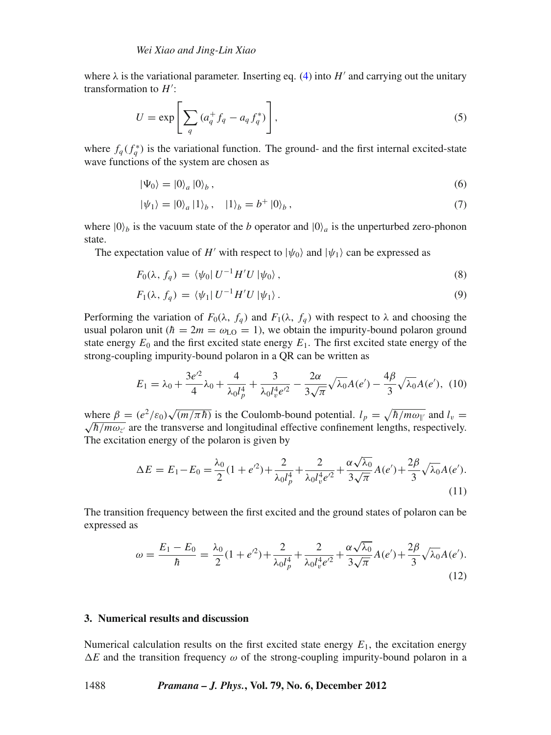where $\lambda$ is the variational parameter. Inserting eq. (4) into $H'$ and carrying out the unitary transformation to $H'$:

$$U = \exp\left[\sum_{q}(a_q^+ f_q - a_q f_q^*)\right], \tag{5}$$

where $f_q(f_q^*)$ is the variational function. The ground- and the first internal excited-state wave functions of the system are chosen as

$$|\Psi_0\rangle = |0\rangle_a \, |0\rangle_b \, , \tag{6}$$

$$|\psi_1\rangle = |0\rangle_a \, |1\rangle_b \, , \quad |1\rangle_b = b^+ \, |0\rangle_b \, , \tag{7}$$

where $|0\rangle_b$ is the vacuum state of the $b$ operator and $|0\rangle_a$ is the unperturbed zero-phonon state.

The expectation value of $H'$ with respect to $|\psi_0\rangle$ and $|\psi_1\rangle$ can be expressed as

$$F_0(\lambda, f_q) = \langle\psi_0| \, U^{-1} H' U \, |\psi_0\rangle \, , \tag{8}$$

$$F_1(\lambda, f_q) = \langle\psi_1| \, U^{-1} H' U \, |\psi_1\rangle \, . \tag{9}$$

Performing the variation of $F_0(\lambda, f_q)$ and $F_1(\lambda, f_q)$ with respect to $\lambda$ and choosing the usual polaron unit ($\hbar = 2m = \omega_{\mathrm{LO}} = 1$), we obtain the impurity-bound polaron ground state energy $E_0$ and the first excited state energy $E_1$. The first excited state energy of the strong-coupling impurity-bound polaron in a QR can be written as

$$E_1 = \lambda_0 + \frac{3e'^2}{4}\lambda_0 + \frac{4}{\lambda_0 l_p^4} + \frac{3}{\lambda_0 l_v^4 e'^2} - \frac{2\alpha}{3\sqrt{\pi}}\sqrt{\lambda_0}A(e') - \frac{4\beta}{3}\sqrt{\lambda_0}A(e'), \tag{10}$$

where $\beta = (e^2/\varepsilon_0)\sqrt{(m/\pi\hbar)}$ is the Coulomb-bound potential. $l_p = \sqrt{\hbar/m\omega_{\parallel'}}$ and $l_v = \sqrt{\hbar/m\omega_{z'}}$ are the transverse and longitudinal effective confinement lengths, respectively. The excitation energy of the polaron is given by

$$\Delta E = E_1 - E_0 = \frac{\lambda_0}{2}(1 + e'^2) + \frac{2}{\lambda_0 l_p^4} + \frac{2}{\lambda_0 l_v^4 e'^2} + \frac{\alpha\sqrt{\lambda_0}}{3\sqrt{\pi}}A(e') + \frac{2\beta}{3}\sqrt{\lambda_0}A(e'). \tag{11}$$

The transition frequency between the first excited and the ground states of polaron can be expressed as

$$\omega = \frac{E_1 - E_0}{\hbar} = \frac{\lambda_0}{2}(1 + e'^2) + \frac{2}{\lambda_0 l_p^4} + \frac{2}{\lambda_0 l_v^4 e'^2} + \frac{\alpha\sqrt{\lambda_0}}{3\sqrt{\pi}}A(e') + \frac{2\beta}{3}\sqrt{\lambda_0}A(e'). \tag{12}$$

## 3. Numerical results and discussion

Numerical calculation results on the first excited state energy $E_1$, the excitation energy $\Delta E$ and the transition frequency $\omega$ of the strong-coupling impurity-bound polaron in a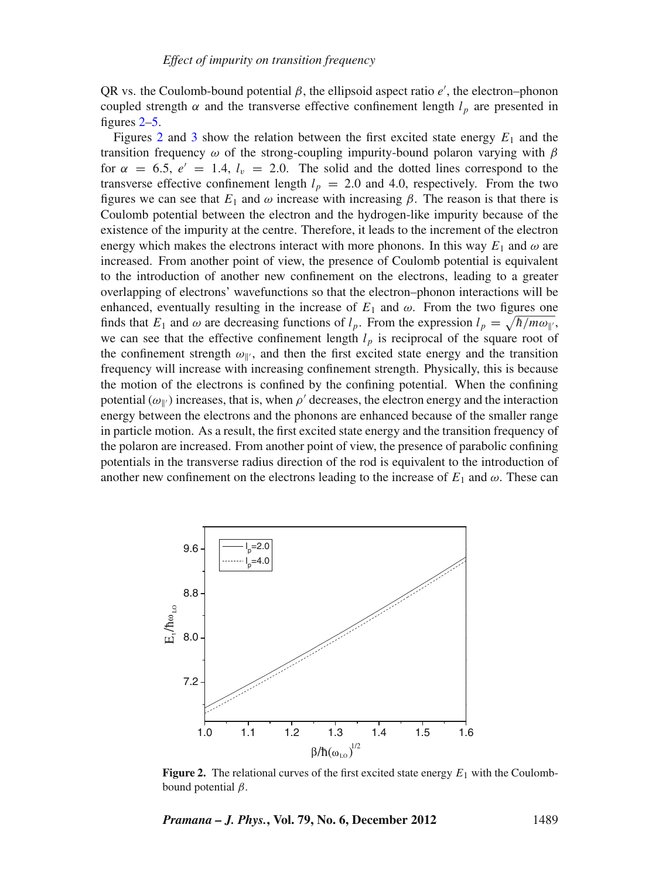QR vs. the Coulomb-bound potential $\beta$, the ellipsoid aspect ratio $e'$, the electron–phonon coupled strength $\alpha$ and the transverse effective confinement length $l_p$ are presented in figures 2–5.

Figures 2 and 3 show the relation between the first excited state energy $E_1$ and the transition frequency $\omega$ of the strong-coupling impurity-bound polaron varying with $\beta$ for $\alpha = 6.5$, $e' = 1.4$, $l_v = 2.0$. The solid and the dotted lines correspond to the transverse effective confinement length $l_p = 2.0$ and 4.0, respectively. From the two figures we can see that $E_1$ and $\omega$ increase with increasing $\beta$. The reason is that there is Coulomb potential between the electron and the hydrogen-like impurity because of the existence of the impurity at the centre. Therefore, it leads to the increment of the electron energy which makes the electrons interact with more phonons. In this way $E_1$ and $\omega$ are increased. From another point of view, the presence of Coulomb potential is equivalent to the introduction of another new confinement on the electrons, leading to a greater overlapping of electrons' wavefunctions so that the electron–phonon interactions will be enhanced, eventually resulting in the increase of $E_1$ and $\omega$. From the two figures one finds that $E_1$ and $\omega$ are decreasing functions of $l_p$. From the expression $l_p = \sqrt{\hbar/m\omega_{\|'}}$, we can see that the effective confinement length $l_p$ is reciprocal of the square root of the confinement strength $\omega_{\|'}$, and then the first excited state energy and the transition frequency will increase with increasing confinement strength. Physically, this is because the motion of the electrons is confined by the confining potential. When the confining potential ($\omega_{\|'}$) increases, that is, when $\rho'$ decreases, the electron energy and the interaction energy between the electrons and the phonons are enhanced because of the smaller range in particle motion. As a result, the first excited state energy and the transition frequency of the polaron are increased. From another point of view, the presence of parabolic confining potentials in the transverse radius direction of the rod is equivalent to the introduction of another new confinement on the electrons leading to the increase of $E_1$ and $\omega$. These can

**Figure 2.** The relational curves of the first excited state energy $E_1$ with the Coulomb-bound potential $\beta$.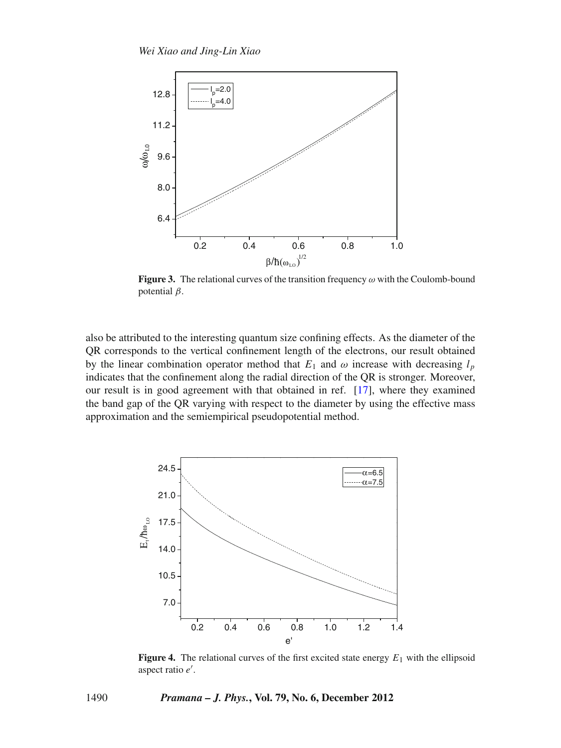**Figure 3.** The relational curves of the transition frequency $\omega$ with the Coulomb-bound potential $\beta$.

also be attributed to the interesting quantum size confining effects. As the diameter of the QR corresponds to the vertical confinement length of the electrons, our result obtained by the linear combination operator method that $E_1$ and $\omega$ increase with decreasing $l_p$ indicates that the confinement along the radial direction of the QR is stronger. Moreover, our result is in good agreement with that obtained in ref. [17], where they examined the band gap of the QR varying with respect to the diameter by using the effective mass approximation and the semiempirical pseudopotential method.

**Figure 4.** The relational curves of the first excited state energy $E_1$ with the ellipsoid aspect ratio $e'$.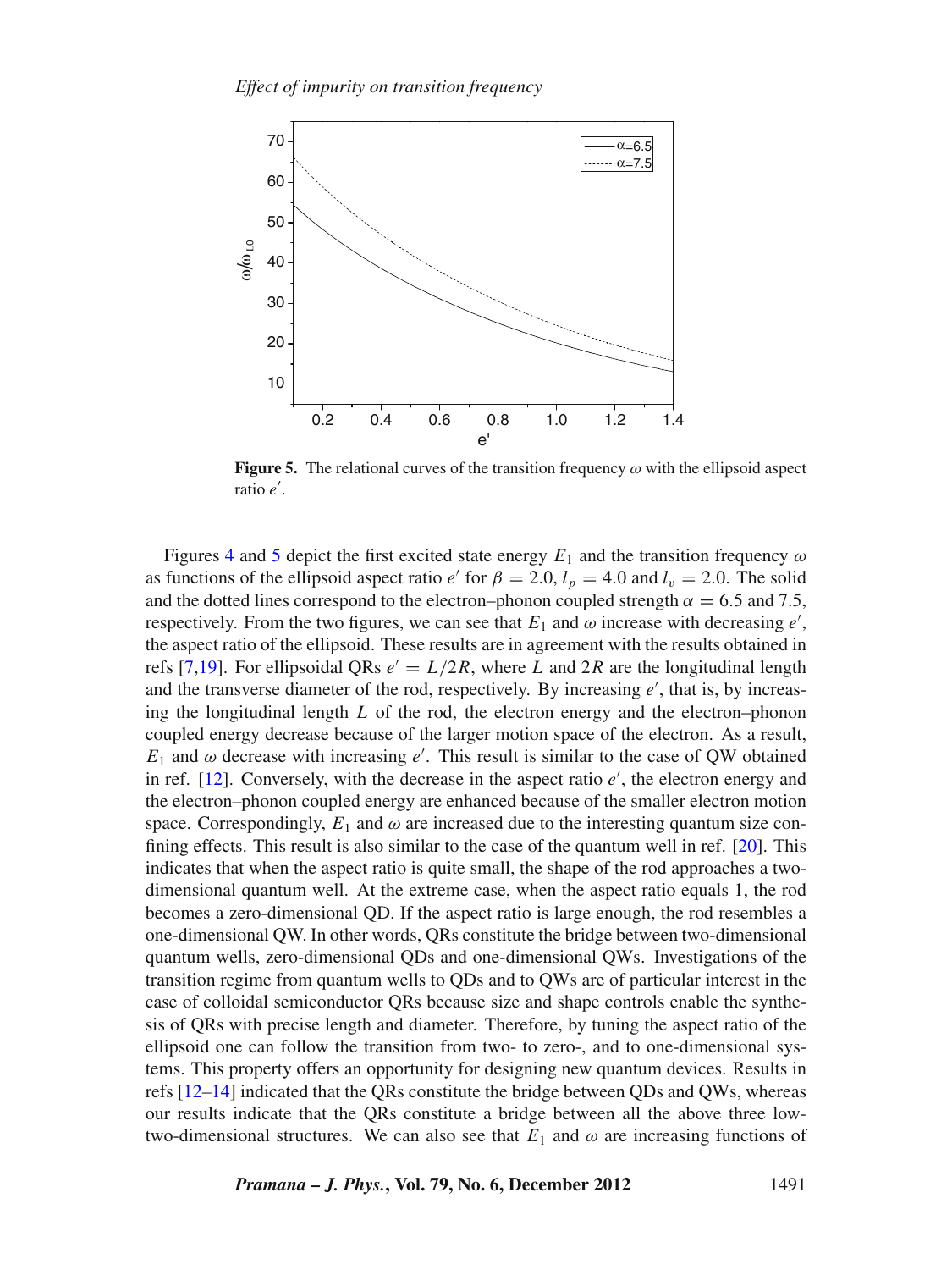**Figure 5.** The relational curves of the transition frequency $\omega$ with the ellipsoid aspect ratio $e'$.

Figures 4 and 5 depict the first excited state energy $E_1$ and the transition frequency $\omega$ as functions of the ellipsoid aspect ratio $e'$ for $\beta = 2.0$, $l_p = 4.0$ and $l_v = 2.0$. The solid and the dotted lines correspond to the electron–phonon coupled strength $\alpha = 6.5$ and 7.5, respectively. From the two figures, we can see that $E_1$ and $\omega$ increase with decreasing $e'$, the aspect ratio of the ellipsoid. These results are in agreement with the results obtained in refs [7,19]. For ellipsoidal QRs $e' = L/2R$, where $L$ and $2R$ are the longitudinal length and the transverse diameter of the rod, respectively. By increasing $e'$, that is, by increasing the longitudinal length $L$ of the rod, the electron energy and the electron–phonon coupled energy decrease because of the larger motion space of the electron. As a result, $E_1$ and $\omega$ decrease with increasing $e'$. This result is similar to the case of QW obtained in ref. [12]. Conversely, with the decrease in the aspect ratio $e'$, the electron energy and the electron–phonon coupled energy are enhanced because of the smaller electron motion space. Correspondingly, $E_1$ and $\omega$ are increased due to the interesting quantum size confining effects. This result is also similar to the case of the quantum well in ref. [20]. This indicates that when the aspect ratio is quite small, the shape of the rod approaches a two-dimensional quantum well. At the extreme case, when the aspect ratio equals 1, the rod becomes a zero-dimensional QD. If the aspect ratio is large enough, the rod resembles a one-dimensional QW. In other words, QRs constitute the bridge between two-dimensional quantum wells, zero-dimensional QDs and one-dimensional QWs. Investigations of the transition regime from quantum wells to QDs and to QWs are of particular interest in the case of colloidal semiconductor QRs because size and shape controls enable the synthesis of QRs with precise length and diameter. Therefore, by tuning the aspect ratio of the ellipsoid one can follow the transition from two- to zero-, and to one-dimensional systems. This property offers an opportunity for designing new quantum devices. Results in refs [12–14] indicated that the QRs constitute the bridge between QDs and QWs, whereas our results indicate that the QRs constitute a bridge between all the above three low-two-dimensional structures. We can also see that $E_1$ and $\omega$ are increasing functions of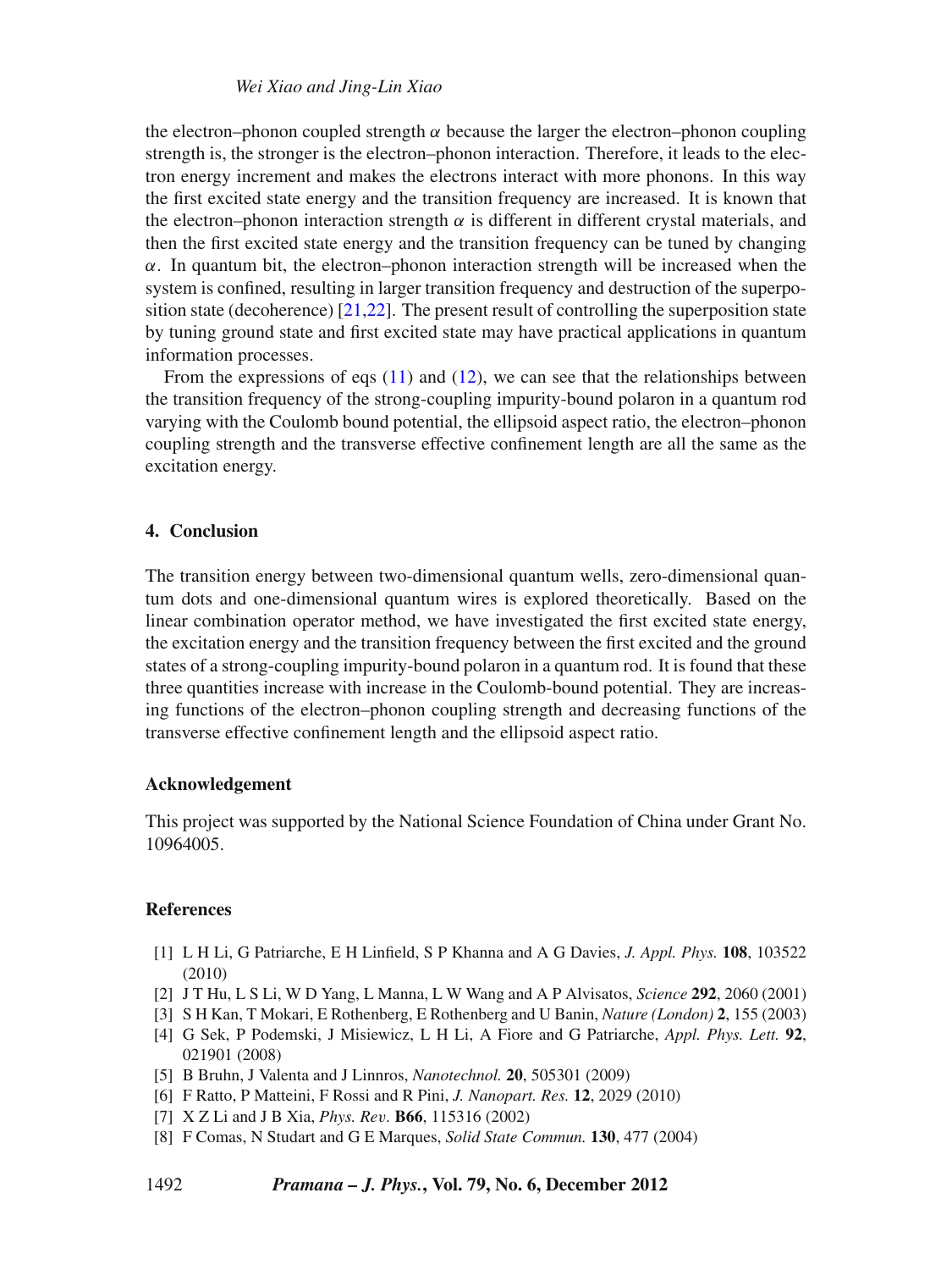the electron–phonon coupled strength $\alpha$ because the larger the electron–phonon coupling strength is, the stronger is the electron–phonon interaction. Therefore, it leads to the electron energy increment and makes the electrons interact with more phonons. In this way the first excited state energy and the transition frequency are increased. It is known that the electron–phonon interaction strength $\alpha$ is different in different crystal materials, and then the first excited state energy and the transition frequency can be tuned by changing $\alpha$. In quantum bit, the electron–phonon interaction strength will be increased when the system is confined, resulting in larger transition frequency and destruction of the superposition state (decoherence) [21,22]. The present result of controlling the superposition state by tuning ground state and first excited state may have practical applications in quantum information processes.

From the expressions of eqs (11) and (12), we can see that the relationships between the transition frequency of the strong-coupling impurity-bound polaron in a quantum rod varying with the Coulomb bound potential, the ellipsoid aspect ratio, the electron–phonon coupling strength and the transverse effective confinement length are all the same as the excitation energy.

## 4. Conclusion

The transition energy between two-dimensional quantum wells, zero-dimensional quantum dots and one-dimensional quantum wires is explored theoretically. Based on the linear combination operator method, we have investigated the first excited state energy, the excitation energy and the transition frequency between the first excited and the ground states of a strong-coupling impurity-bound polaron in a quantum rod. It is found that these three quantities increase with increase in the Coulomb-bound potential. They are increasing functions of the electron–phonon coupling strength and decreasing functions of the transverse effective confinement length and the ellipsoid aspect ratio.

### Acknowledgement

This project was supported by the National Science Foundation of China under Grant No. 10964005.

### References

[1] L H Li, G Patriarche, E H Linfield, S P Khanna and A G Davies, *J. Appl. Phys.* **108**, 103522 (2010)

[2] J T Hu, L S Li, W D Yang, L Manna, L W Wang and A P Alvisatos, *Science* **292**, 2060 (2001)

[3] S H Kan, T Mokari, E Rothenberg, E Rothenberg and U Banin, *Nature (London)* **2**, 155 (2003)

[4] G Sek, P Podemski, J Misiewicz, L H Li, A Fiore and G Patriarche, *Appl. Phys. Lett.* **92**, 021901 (2008)

[5] B Bruhn, J Valenta and J Linnros, *Nanotechnol.* **20**, 505301 (2009)

[6] F Ratto, P Matteini, F Rossi and R Pini, *J. Nanopart. Res.* **12**, 2029 (2010)

[7] X Z Li and J B Xia, *Phys. Rev.* **B66**, 115316 (2002)

[8] F Comas, N Studart and G E Marques, *Solid State Commun.* **130**, 477 (2004)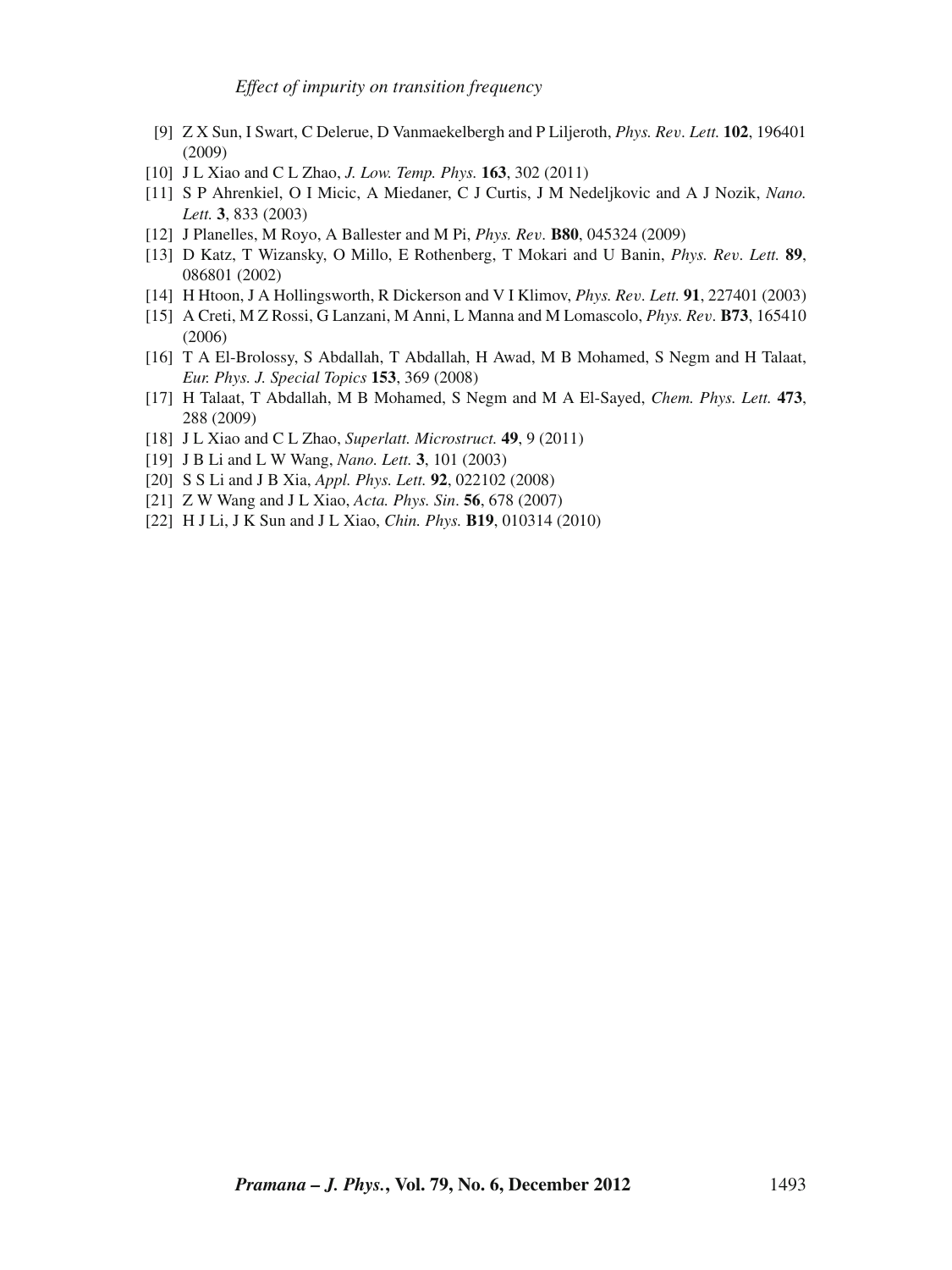[9] Z X Sun, I Swart, C Delerue, D Vanmaekelbergh and P Liljeroth, *Phys. Rev. Lett.* **102**, 196401 (2009)

[10] J L Xiao and C L Zhao, *J. Low. Temp. Phys.* **163**, 302 (2011)

[11] S P Ahrenkiel, O I Micic, A Miedaner, C J Curtis, J M Nedeljkovic and A J Nozik, *Nano. Lett.* **3**, 833 (2003)

[12] J Planelles, M Royo, A Ballester and M Pi, *Phys. Rev.* **B80**, 045324 (2009)

[13] D Katz, T Wizansky, O Millo, E Rothenberg, T Mokari and U Banin, *Phys. Rev. Lett.* **89**, 086801 (2002)

[14] H Htoon, J A Hollingsworth, R Dickerson and V I Klimov, *Phys. Rev. Lett.* **91**, 227401 (2003)

[15] A Creti, M Z Rossi, G Lanzani, M Anni, L Manna and M Lomascolo, *Phys. Rev.* **B73**, 165410 (2006)

[16] T A El-Brolossy, S Abdallah, T Abdallah, H Awad, M B Mohamed, S Negm and H Talaat, *Eur. Phys. J. Special Topics* **153**, 369 (2008)

[17] H Talaat, T Abdallah, M B Mohamed, S Negm and M A El-Sayed, *Chem. Phys. Lett.* **473**, 288 (2009)

[18] J L Xiao and C L Zhao, *Superlatt. Microstruct.* **49**, 9 (2011)

[19] J B Li and L W Wang, *Nano. Lett.* **3**, 101 (2003)

[20] S S Li and J B Xia, *Appl. Phys. Lett.* **92**, 022102 (2008)

[21] Z W Wang and J L Xiao, *Acta. Phys. Sin.* **56**, 678 (2007)

[22] H J Li, J K Sun and J L Xiao, *Chin. Phys.* **B19**, 010314 (2010)